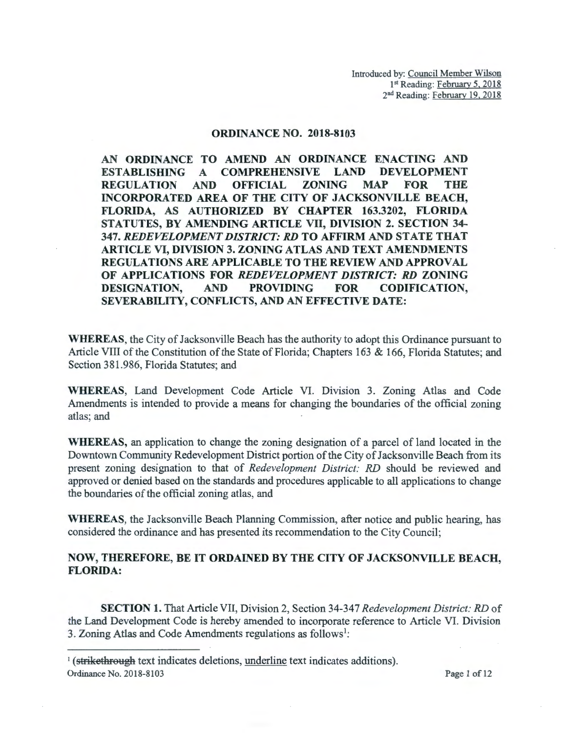Introduced by: Council Member Wilson
1st Reading: February 5, 2018
2nd Reading: February 19, 2018

## ORDINANCE NO. 2018-8103

**AN ORDINANCE TO AMEND AN ORDINANCE ENACTING AND ESTABLISHING A COMPREHENSIVE LAND DEVELOPMENT REGULATION AND OFFICIAL ZONING MAP FOR THE INCORPORATED AREA OF THE CITY OF JACKSONVILLE BEACH, FLORIDA, AS AUTHORIZED BY CHAPTER 163.3202, FLORIDA STATUTES, BY AMENDING ARTICLE VII, DIVISION 2. SECTION 34-347. *REDEVELOPMENT DISTRICT: RD* TO AFFIRM AND STATE THAT ARTICLE VI, DIVISION 3. ZONING ATLAS AND TEXT AMENDMENTS REGULATIONS ARE APPLICABLE TO THE REVIEW AND APPROVAL OF APPLICATIONS FOR *REDEVELOPMENT DISTRICT: RD* ZONING DESIGNATION, AND PROVIDING FOR CODIFICATION, SEVERABILITY, CONFLICTS, AND AN EFFECTIVE DATE:**

**WHEREAS**, the City of Jacksonville Beach has the authority to adopt this Ordinance pursuant to Article VIII of the Constitution of the State of Florida; Chapters 163 & 166, Florida Statutes; and Section 381.986, Florida Statutes; and

**WHEREAS**, Land Development Code Article VI. Division 3. Zoning Atlas and Code Amendments is intended to provide a means for changing the boundaries of the official zoning atlas; and

**WHEREAS,** an application to change the zoning designation of a parcel of land located in the Downtown Community Redevelopment District portion of the City of Jacksonville Beach from its present zoning designation to that of *Redevelopment District: RD* should be reviewed and approved or denied based on the standards and procedures applicable to all applications to change the boundaries of the official zoning atlas, and

**WHEREAS**, the Jacksonville Beach Planning Commission, after notice and public hearing, has considered the ordinance and has presented its recommendation to the City Council;

**NOW, THEREFORE, BE IT ORDAINED BY THE CITY OF JACKSONVILLE BEACH, FLORIDA:**

**SECTION 1.** That Article VII, Division 2, Section 34-347 *Redevelopment District: RD* of the Land Development Code is hereby amended to incorporate reference to Article VI. Division 3. Zoning Atlas and Code Amendments regulations as follows[1]:

[1] (~~strikethrough~~ text indicates deletions, underline text indicates additions).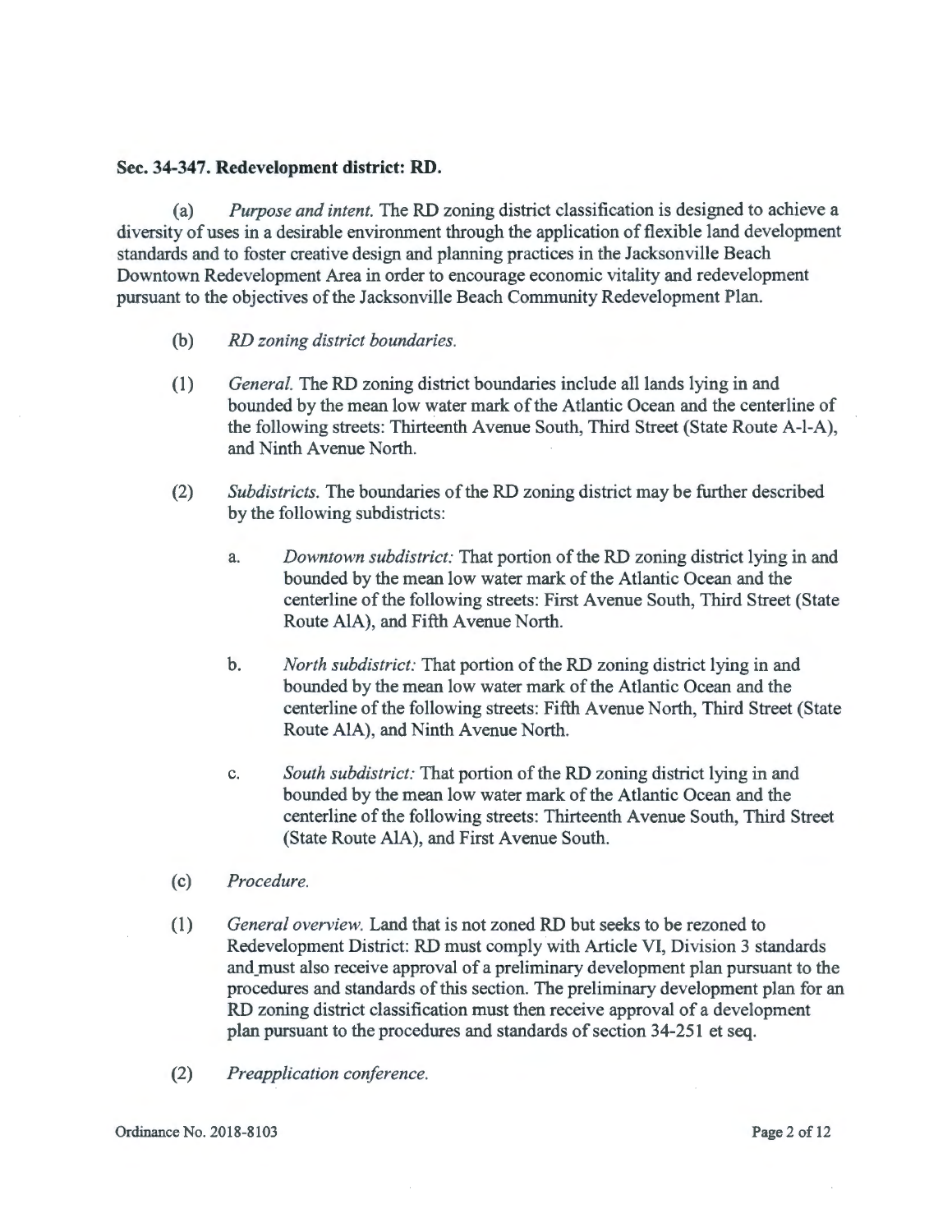**Sec. 34-347. Redevelopment district: RD.**

(a) *Purpose and intent.* The RD zoning district classification is designed to achieve a diversity of uses in a desirable environment through the application of flexible land development standards and to foster creative design and planning practices in the Jacksonville Beach Downtown Redevelopment Area in order to encourage economic vitality and redevelopment pursuant to the objectives of the Jacksonville Beach Community Redevelopment Plan.

(b) *RD zoning district boundaries.*

(1) *General.* The RD zoning district boundaries include all lands lying in and bounded by the mean low water mark of the Atlantic Ocean and the centerline of the following streets: Thirteenth Avenue South, Third Street (State Route A-l-A), and Ninth Avenue North.

(2) *Subdistricts.* The boundaries of the RD zoning district may be further described by the following subdistricts:

a. *Downtown subdistrict:* That portion of the RD zoning district lying in and bounded by the mean low water mark of the Atlantic Ocean and the centerline of the following streets: First Avenue South, Third Street (State Route AlA), and Fifth Avenue North.

b. *North subdistrict:* That portion of the RD zoning district lying in and bounded by the mean low water mark of the Atlantic Ocean and the centerline of the following streets: Fifth Avenue North, Third Street (State Route AlA), and Ninth Avenue North.

c. *South subdistrict:* That portion of the RD zoning district lying in and bounded by the mean low water mark of the Atlantic Ocean and the centerline of the following streets: Thirteenth Avenue South, Third Street (State Route AlA), and First Avenue South.

(c) *Procedure.*

(1) *General overview.* Land that is not zoned RD but seeks to be rezoned to Redevelopment District: RD must comply with Article VI, Division 3 standards and must also receive approval of a preliminary development plan pursuant to the procedures and standards of this section. The preliminary development plan for an RD zoning district classification must then receive approval of a development plan pursuant to the procedures and standards of section 34-251 et seq.

(2) *Preapplication conference.*

Ordinance No. 2018-8103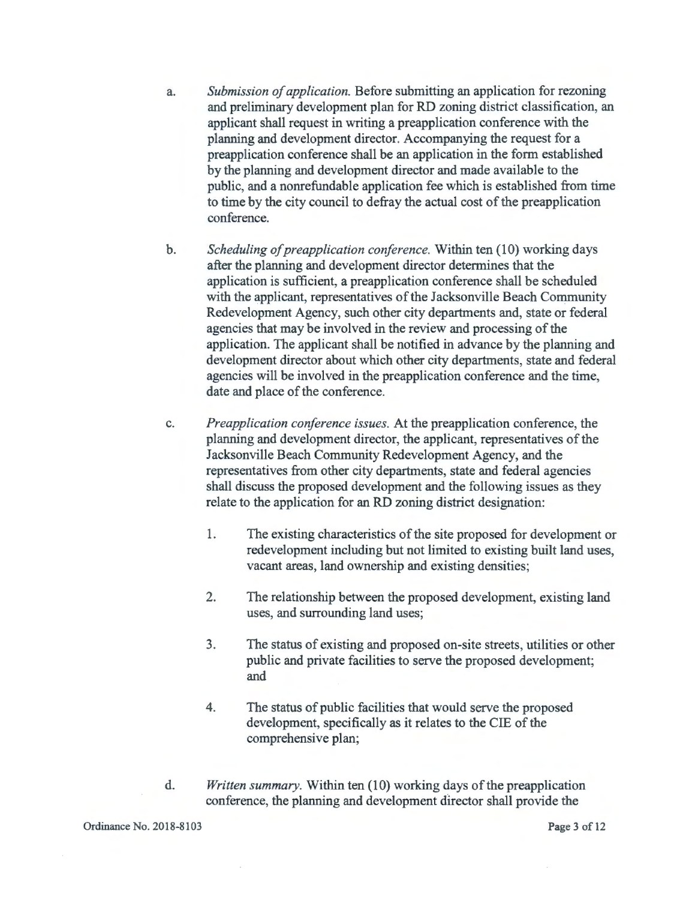a. *Submission of application.* Before submitting an application for rezoning and preliminary development plan for RD zoning district classification, an applicant shall request in writing a preapplication conference with the planning and development director. Accompanying the request for a preapplication conference shall be an application in the form established by the planning and development director and made available to the public, and a nonrefundable application fee which is established from time to time by the city council to defray the actual cost of the preapplication conference.

b. *Scheduling of preapplication conference.* Within ten (10) working days after the planning and development director determines that the application is sufficient, a preapplication conference shall be scheduled with the applicant, representatives of the Jacksonville Beach Community Redevelopment Agency, such other city departments and, state or federal agencies that may be involved in the review and processing of the application. The applicant shall be notified in advance by the planning and development director about which other city departments, state and federal agencies will be involved in the preapplication conference and the time, date and place of the conference.

c. *Preapplication conference issues.* At the preapplication conference, the planning and development director, the applicant, representatives of the Jacksonville Beach Community Redevelopment Agency, and the representatives from other city departments, state and federal agencies shall discuss the proposed development and the following issues as they relate to the application for an RD zoning district designation:

   1. The existing characteristics of the site proposed for development or redevelopment including but not limited to existing built land uses, vacant areas, land ownership and existing densities;

   2. The relationship between the proposed development, existing land uses, and surrounding land uses;

   3. The status of existing and proposed on-site streets, utilities or other public and private facilities to serve the proposed development; and

   4. The status of public facilities that would serve the proposed development, specifically as it relates to the CIE of the comprehensive plan;

d. *Written summary.* Within ten (10) working days of the preapplication conference, the planning and development director shall provide the

Ordinance No. 2018-8103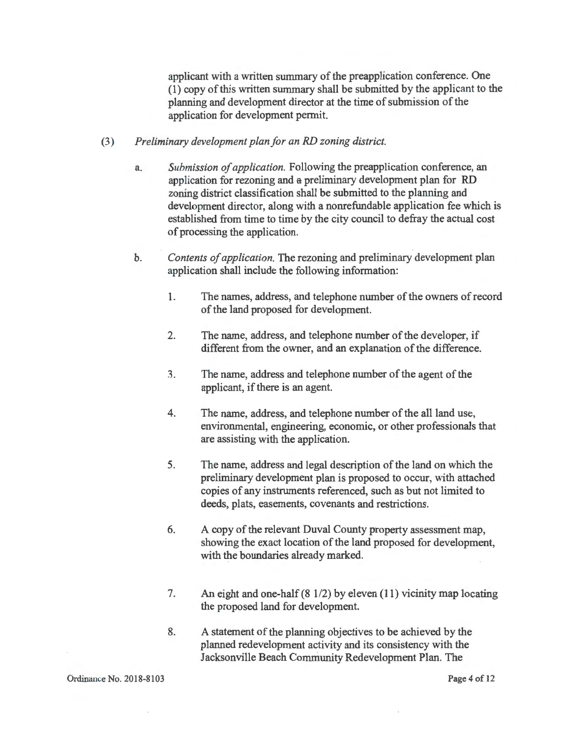applicant with a written summary of the preapplication conference. One (1) copy of this written summary shall be submitted by the applicant to the planning and development director at the time of submission of the application for development permit.

(3) *Preliminary development plan for an RD zoning district.*

a. *Submission of application.* Following the preapplication conference, an application for rezoning and a preliminary development plan for RD zoning district classification shall be submitted to the planning and development director, along with a nonrefundable application fee which is established from time to time by the city council to defray the actual cost of processing the application.

b. *Contents of application.* The rezoning and preliminary development plan application shall include the following information:

1. The names, address, and telephone number of the owners of record of the land proposed for development.

2. The name, address, and telephone number of the developer, if different from the owner, and an explanation of the difference.

3. The name, address and telephone number of the agent of the applicant, if there is an agent.

4. The name, address, and telephone number of the all land use, environmental, engineering, economic, or other professionals that are assisting with the application.

5. The name, address and legal description of the land on which the preliminary development plan is proposed to occur, with attached copies of any instruments referenced, such as but not limited to deeds, plats, easements, covenants and restrictions.

6. A copy of the relevant Duval County property assessment map, showing the exact location of the land proposed for development, with the boundaries already marked.

7. An eight and one-half (8 1/2) by eleven (11) vicinity map locating the proposed land for development.

8. A statement of the planning objectives to be achieved by the planned redevelopment activity and its consistency with the Jacksonville Beach Community Redevelopment Plan. The

Ordinance No. 2018-8103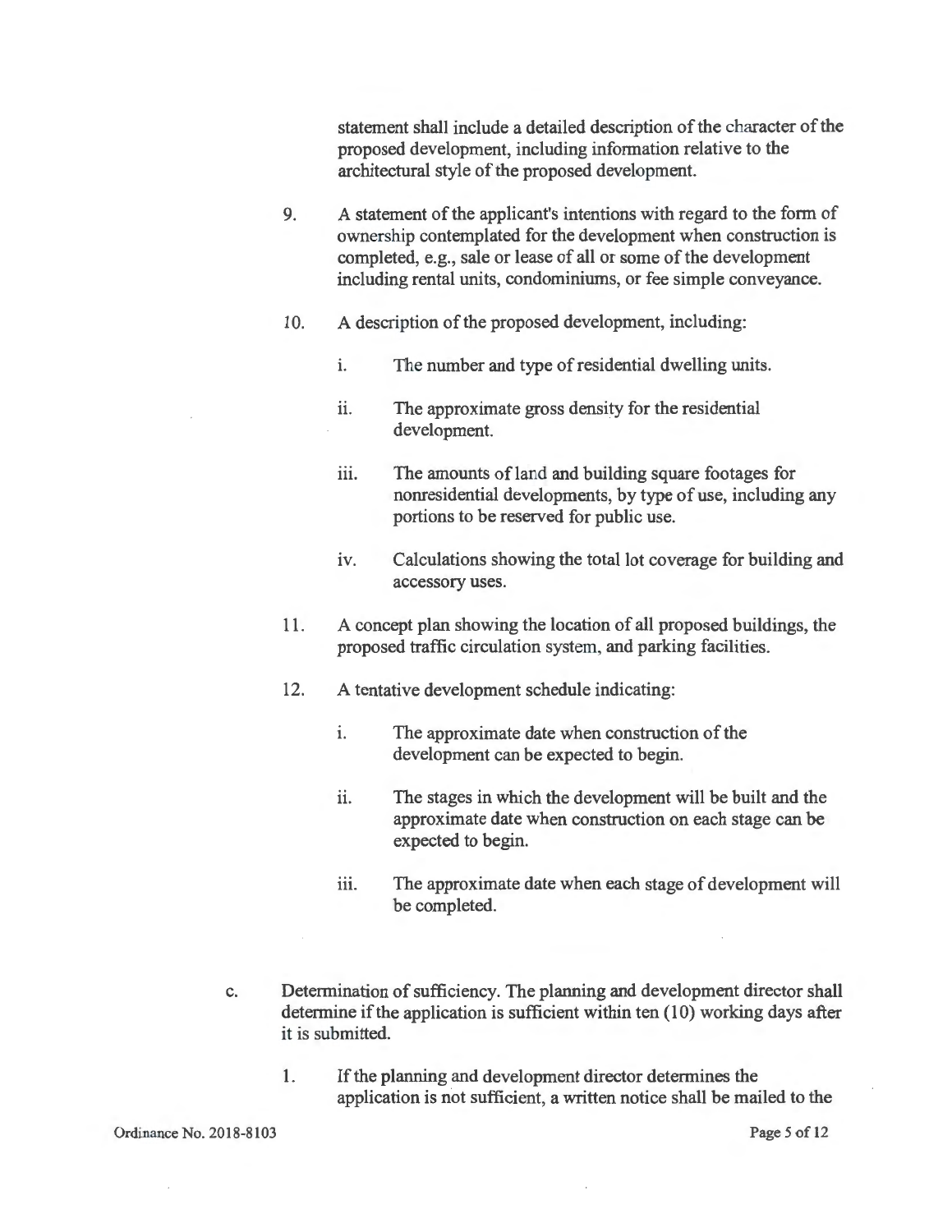statement shall include a detailed description of the character of the proposed development, including information relative to the architectural style of the proposed development.

9. A statement of the applicant's intentions with regard to the form of ownership contemplated for the development when construction is completed, e.g., sale or lease of all or some of the development including rental units, condominiums, or fee simple conveyance.

10. A description of the proposed development, including:

    i. The number and type of residential dwelling units.

    ii. The approximate gross density for the residential development.

    iii. The amounts of land and building square footages for nonresidential developments, by type of use, including any portions to be reserved for public use.

    iv. Calculations showing the total lot coverage for building and accessory uses.

11. A concept plan showing the location of all proposed buildings, the proposed traffic circulation system, and parking facilities.

12. A tentative development schedule indicating:

    i. The approximate date when construction of the development can be expected to begin.

    ii. The stages in which the development will be built and the approximate date when construction on each stage can be expected to begin.

    iii. The approximate date when each stage of development will be completed.

c. Determination of sufficiency. The planning and development director shall determine if the application is sufficient within ten (10) working days after it is submitted.

   1. If the planning and development director determines the application is not sufficient, a written notice shall be mailed to the

Ordinance No. 2018-8103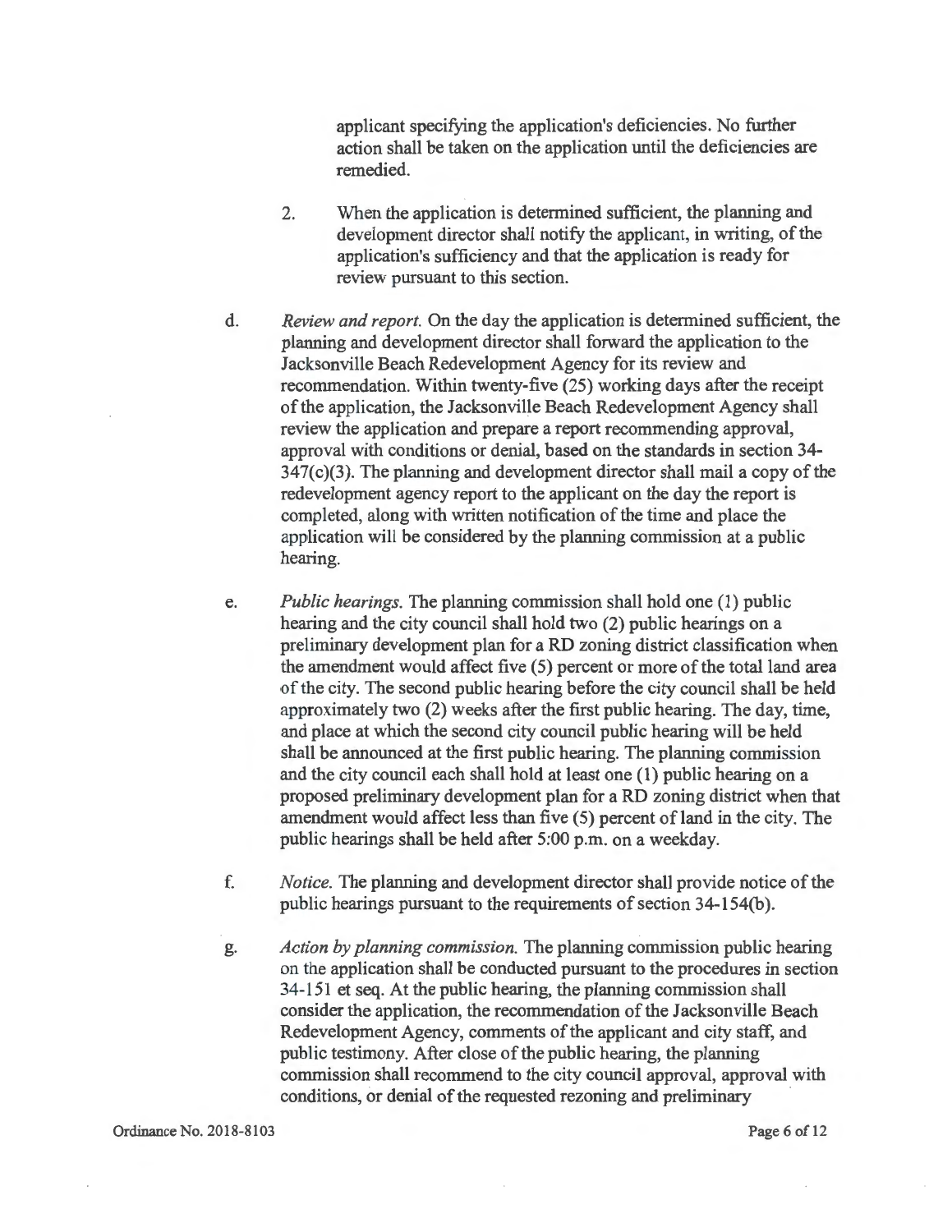applicant specifying the application's deficiencies. No further action shall be taken on the application until the deficiencies are remedied.

2. When the application is determined sufficient, the planning and development director shall notify the applicant, in writing, of the application's sufficiency and that the application is ready for review pursuant to this section.

d. *Review and report.* On the day the application is determined sufficient, the planning and development director shall forward the application to the Jacksonville Beach Redevelopment Agency for its review and recommendation. Within twenty-five (25) working days after the receipt of the application, the Jacksonville Beach Redevelopment Agency shall review the application and prepare a report recommending approval, approval with conditions or denial, based on the standards in section 34-347(c)(3). The planning and development director shall mail a copy of the redevelopment agency report to the applicant on the day the report is completed, along with written notification of the time and place the application will be considered by the planning commission at a public hearing.

e. *Public hearings.* The planning commission shall hold one (1) public hearing and the city council shall hold two (2) public hearings on a preliminary development plan for a RD zoning district classification when the amendment would affect five (5) percent or more of the total land area of the city. The second public hearing before the city council shall be held approximately two (2) weeks after the first public hearing. The day, time, and place at which the second city council public hearing will be held shall be announced at the first public hearing. The planning commission and the city council each shall hold at least one (1) public hearing on a proposed preliminary development plan for a RD zoning district when that amendment would affect less than five (5) percent of land in the city. The public hearings shall be held after 5:00 p.m. on a weekday.

f. *Notice.* The planning and development director shall provide notice of the public hearings pursuant to the requirements of section 34-154(b).

g. *Action by planning commission.* The planning commission public hearing on the application shall be conducted pursuant to the procedures in section 34-151 et seq. At the public hearing, the planning commission shall consider the application, the recommendation of the Jacksonville Beach Redevelopment Agency, comments of the applicant and city staff, and public testimony. After close of the public hearing, the planning commission shall recommend to the city council approval, approval with conditions, or denial of the requested rezoning and preliminary

Ordinance No. 2018-8103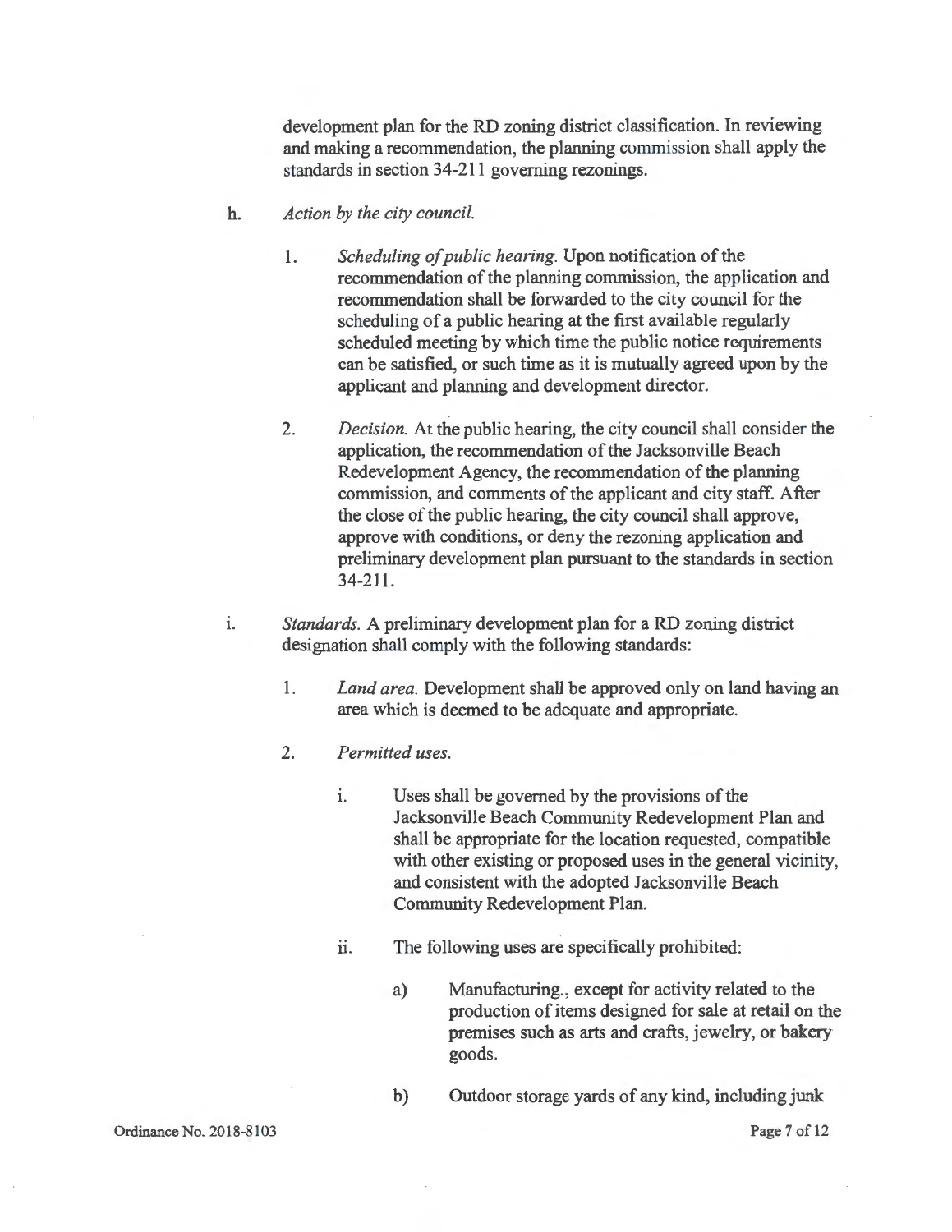development plan for the RD zoning district classification. In reviewing and making a recommendation, the planning commission shall apply the standards in section 34-211 governing rezonings.

h. *Action by the city council.*

   1. *Scheduling of public hearing.* Upon notification of the recommendation of the planning commission, the application and recommendation shall be forwarded to the city council for the scheduling of a public hearing at the first available regularly scheduled meeting by which time the public notice requirements can be satisfied, or such time as it is mutually agreed upon by the applicant and planning and development director.

   2. *Decision.* At the public hearing, the city council shall consider the application, the recommendation of the Jacksonville Beach Redevelopment Agency, the recommendation of the planning commission, and comments of the applicant and city staff. After the close of the public hearing, the city council shall approve, approve with conditions, or deny the rezoning application and preliminary development plan pursuant to the standards in section 34-211.

i. *Standards.* A preliminary development plan for a RD zoning district designation shall comply with the following standards:

   1. *Land area.* Development shall be approved only on land having an area which is deemed to be adequate and appropriate.

   2. *Permitted uses.*

      i. Uses shall be governed by the provisions of the Jacksonville Beach Community Redevelopment Plan and shall be appropriate for the location requested, compatible with other existing or proposed uses in the general vicinity, and consistent with the adopted Jacksonville Beach Community Redevelopment Plan.

      ii. The following uses are specifically prohibited:

         a) Manufacturing., except for activity related to the production of items designed for sale at retail on the premises such as arts and crafts, jewelry, or bakery goods.

         b) Outdoor storage yards of any kind, including junk

Ordinance No. 2018-8103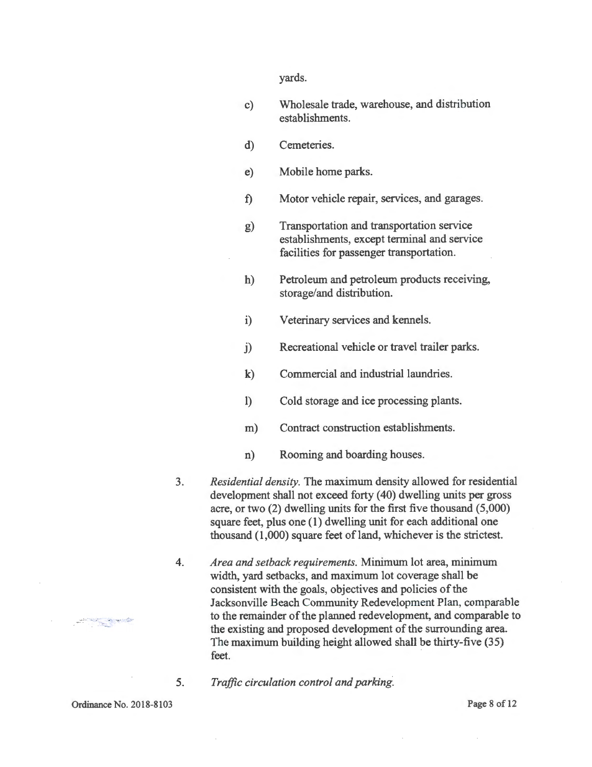yards.

c) Wholesale trade, warehouse, and distribution establishments.

d) Cemeteries.

e) Mobile home parks.

f) Motor vehicle repair, services, and garages.

g) Transportation and transportation service establishments, except terminal and service facilities for passenger transportation.

h) Petroleum and petroleum products receiving, storage/and distribution.

i) Veterinary services and kennels.

j) Recreational vehicle or travel trailer parks.

k) Commercial and industrial laundries.

l) Cold storage and ice processing plants.

m) Contract construction establishments.

n) Rooming and boarding houses.

3. *Residential density.* The maximum density allowed for residential development shall not exceed forty (40) dwelling units per gross acre, or two (2) dwelling units for the first five thousand (5,000) square feet, plus one (1) dwelling unit for each additional one thousand (1,000) square feet of land, whichever is the strictest.

4. *Area and setback requirements.* Minimum lot area, minimum width, yard setbacks, and maximum lot coverage shall be consistent with the goals, objectives and policies of the Jacksonville Beach Community Redevelopment Plan, comparable to the remainder of the planned redevelopment, and comparable to the existing and proposed development of the surrounding area. The maximum building height allowed shall be thirty-five (35) feet.

5. *Traffic circulation control and parking.*

Ordinance No. 2018-8103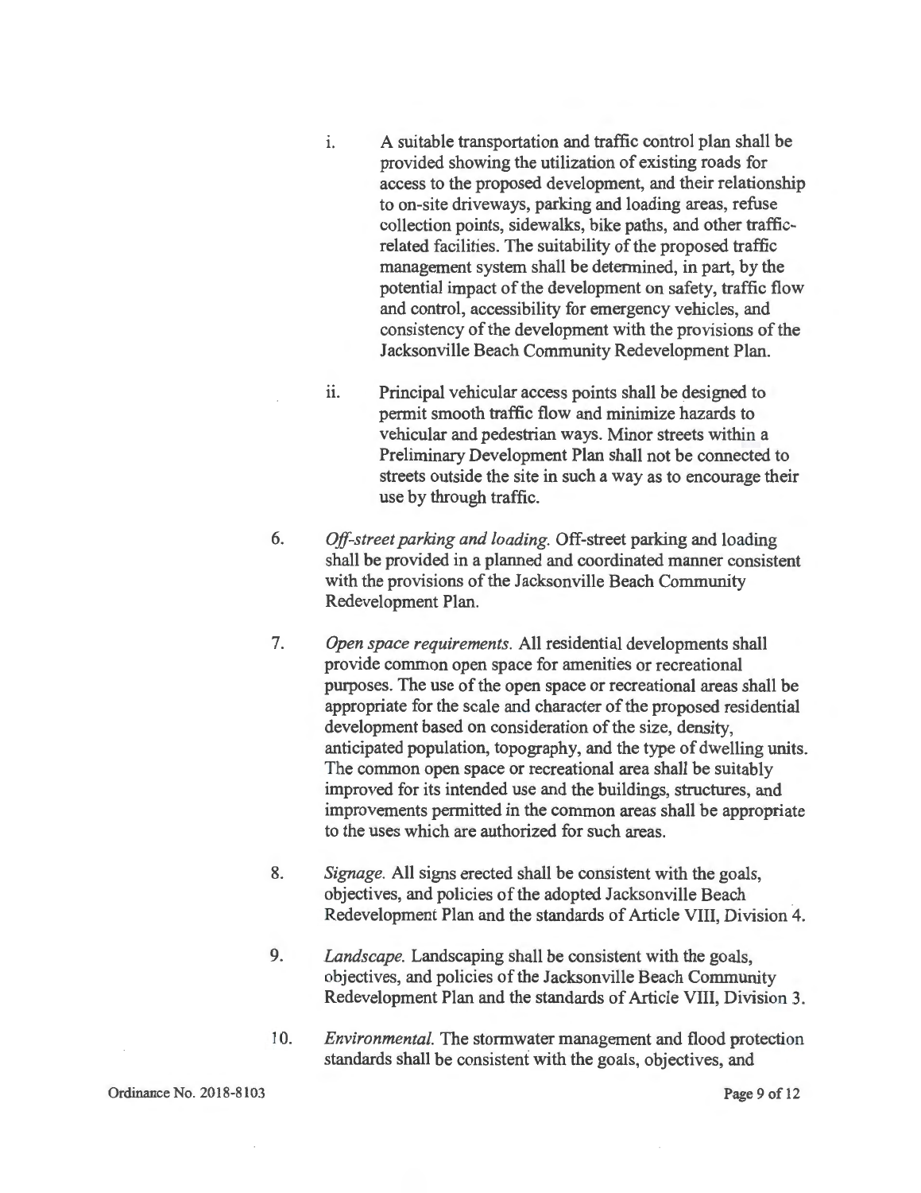i. A suitable transportation and traffic control plan shall be provided showing the utilization of existing roads for access to the proposed development, and their relationship to on-site driveways, parking and loading areas, refuse collection points, sidewalks, bike paths, and other traffic-related facilities. The suitability of the proposed traffic management system shall be determined, in part, by the potential impact of the development on safety, traffic flow and control, accessibility for emergency vehicles, and consistency of the development with the provisions of the Jacksonville Beach Community Redevelopment Plan.

ii. Principal vehicular access points shall be designed to permit smooth traffic flow and minimize hazards to vehicular and pedestrian ways. Minor streets within a Preliminary Development Plan shall not be connected to streets outside the site in such a way as to encourage their use by through traffic.

6. *Off-street parking and loading.* Off-street parking and loading shall be provided in a planned and coordinated manner consistent with the provisions of the Jacksonville Beach Community Redevelopment Plan.

7. *Open space requirements.* All residential developments shall provide common open space for amenities or recreational purposes. The use of the open space or recreational areas shall be appropriate for the scale and character of the proposed residential development based on consideration of the size, density, anticipated population, topography, and the type of dwelling units. The common open space or recreational area shall be suitably improved for its intended use and the buildings, structures, and improvements permitted in the common areas shall be appropriate to the uses which are authorized for such areas.

8. *Signage.* All signs erected shall be consistent with the goals, objectives, and policies of the adopted Jacksonville Beach Redevelopment Plan and the standards of Article VIII, Division 4.

9. *Landscape.* Landscaping shall be consistent with the goals, objectives, and policies of the Jacksonville Beach Community Redevelopment Plan and the standards of Article VIII, Division 3.

10. *Environmental.* The stormwater management and flood protection standards shall be consistent with the goals, objectives, and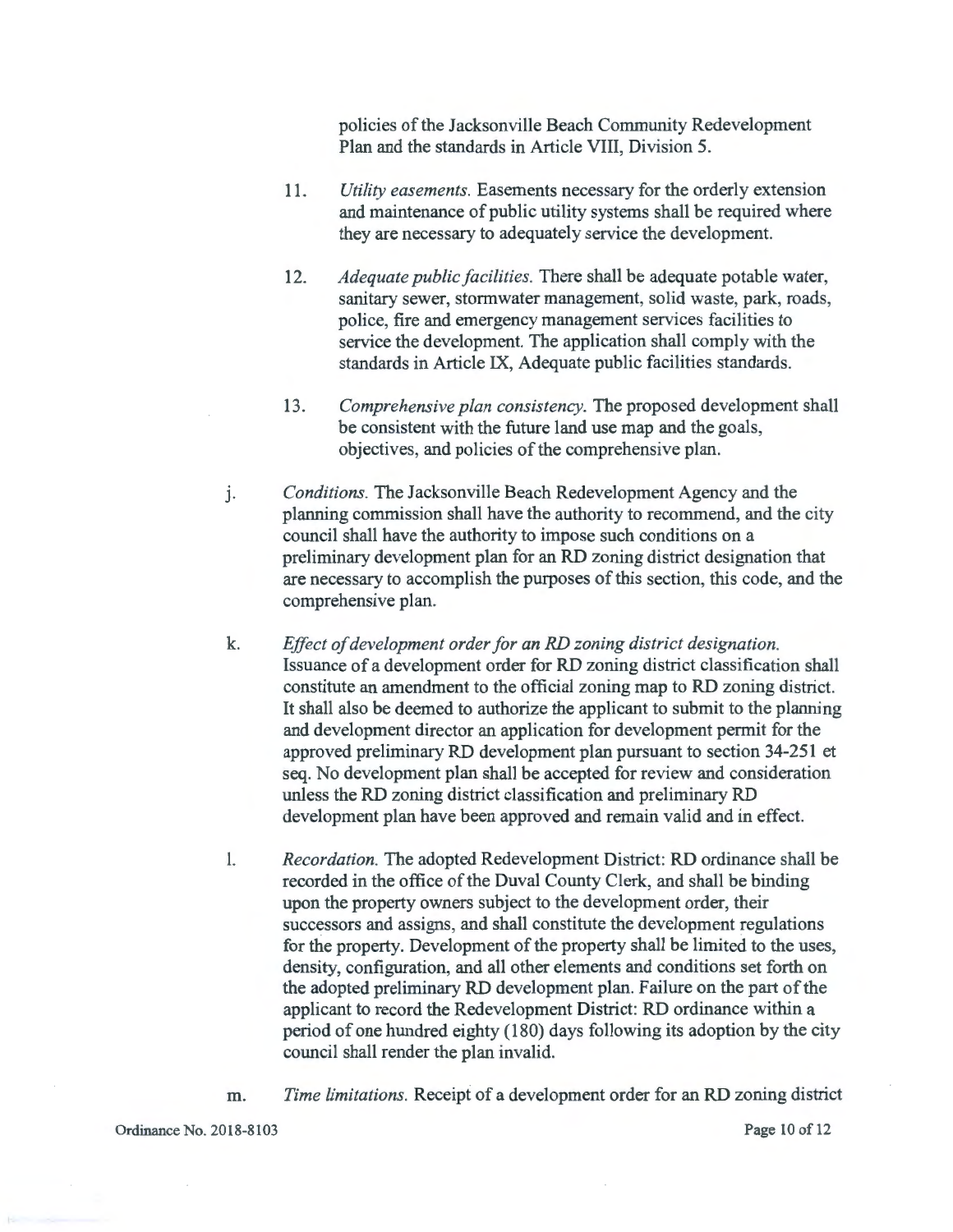policies of the Jacksonville Beach Community Redevelopment Plan and the standards in Article VIII, Division 5.

11. *Utility easements.* Easements necessary for the orderly extension and maintenance of public utility systems shall be required where they are necessary to adequately service the development.

12. *Adequate public facilities.* There shall be adequate potable water, sanitary sewer, stormwater management, solid waste, park, roads, police, fire and emergency management services facilities to service the development. The application shall comply with the standards in Article IX, Adequate public facilities standards.

13. *Comprehensive plan consistency.* The proposed development shall be consistent with the future land use map and the goals, objectives, and policies of the comprehensive plan.

j. *Conditions.* The Jacksonville Beach Redevelopment Agency and the planning commission shall have the authority to recommend, and the city council shall have the authority to impose such conditions on a preliminary development plan for an RD zoning district designation that are necessary to accomplish the purposes of this section, this code, and the comprehensive plan.

k. *Effect of development order for an RD zoning district designation.* Issuance of a development order for RD zoning district classification shall constitute an amendment to the official zoning map to RD zoning district. It shall also be deemed to authorize the applicant to submit to the planning and development director an application for development permit for the approved preliminary RD development plan pursuant to section 34-251 et seq. No development plan shall be accepted for review and consideration unless the RD zoning district classification and preliminary RD development plan have been approved and remain valid and in effect.

l. *Recordation.* The adopted Redevelopment District: RD ordinance shall be recorded in the office of the Duval County Clerk, and shall be binding upon the property owners subject to the development order, their successors and assigns, and shall constitute the development regulations for the property. Development of the property shall be limited to the uses, density, configuration, and all other elements and conditions set forth on the adopted preliminary RD development plan. Failure on the part of the applicant to record the Redevelopment District: RD ordinance within a period of one hundred eighty (180) days following its adoption by the city council shall render the plan invalid.

m. *Time limitations.* Receipt of a development order for an RD zoning district

Ordinance No. 2018-8103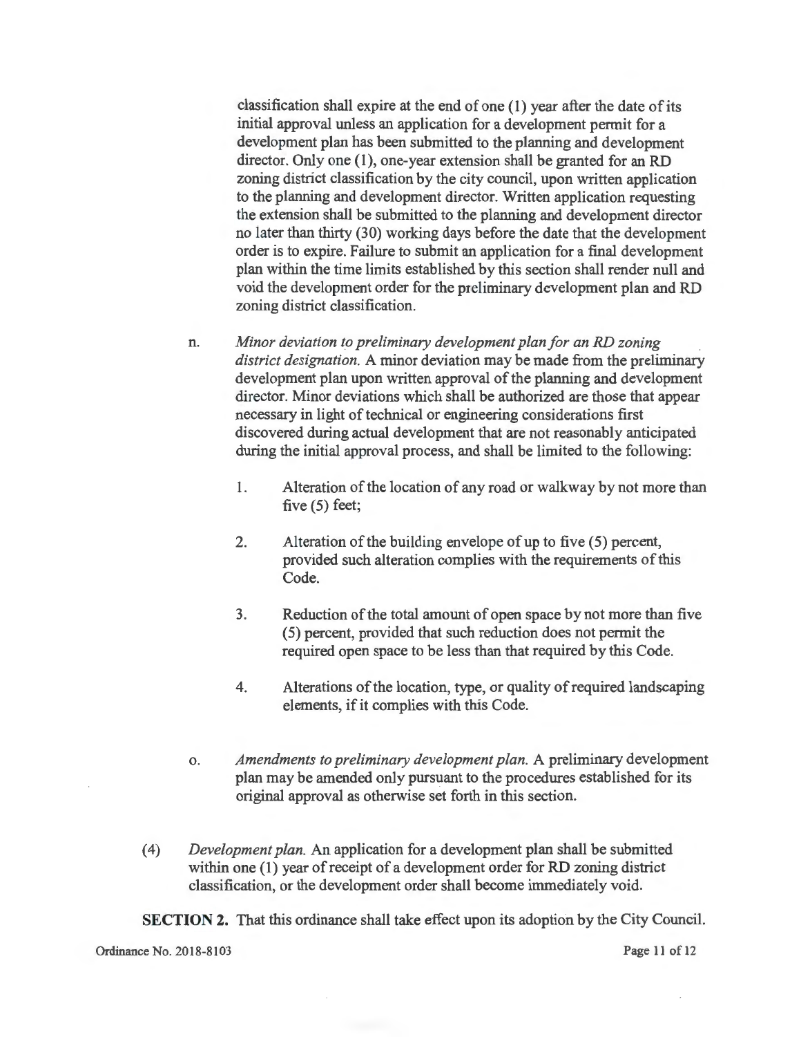classification shall expire at the end of one (1) year after the date of its initial approval unless an application for a development permit for a development plan has been submitted to the planning and development director. Only one (1), one-year extension shall be granted for an RD zoning district classification by the city council, upon written application to the planning and development director. Written application requesting the extension shall be submitted to the planning and development director no later than thirty (30) working days before the date that the development order is to expire. Failure to submit an application for a final development plan within the time limits established by this section shall render null and void the development order for the preliminary development plan and RD zoning district classification.

n. *Minor deviation to preliminary development plan for an RD zoning district designation.* A minor deviation may be made from the preliminary development plan upon written approval of the planning and development director. Minor deviations which shall be authorized are those that appear necessary in light of technical or engineering considerations first discovered during actual development that are not reasonably anticipated during the initial approval process, and shall be limited to the following:

1. Alteration of the location of any road or walkway by not more than five (5) feet;

2. Alteration of the building envelope of up to five (5) percent, provided such alteration complies with the requirements of this Code.

3. Reduction of the total amount of open space by not more than five (5) percent, provided that such reduction does not permit the required open space to be less than that required by this Code.

4. Alterations of the location, type, or quality of required landscaping elements, if it complies with this Code.

o. *Amendments to preliminary development plan.* A preliminary development plan may be amended only pursuant to the procedures established for its original approval as otherwise set forth in this section.

(4) *Development plan.* An application for a development plan shall be submitted within one (1) year of receipt of a development order for RD zoning district classification, or the development order shall become immediately void.

**SECTION 2.** That this ordinance shall take effect upon its adoption by the City Council.

Ordinance No. 2018-8103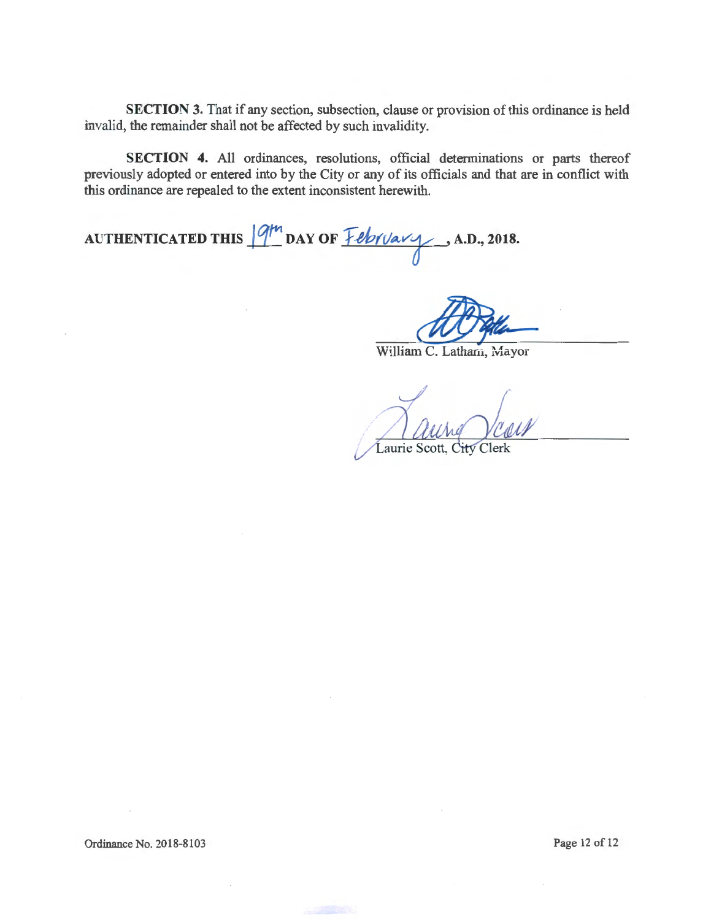**SECTION 3.** That if any section, subsection, clause or provision of this ordinance is held invalid, the remainder shall not be affected by such invalidity.

**SECTION 4.** All ordinances, resolutions, official determinations or parts thereof previously adopted or entered into by the City or any of its officials and that are in conflict with this ordinance are repealed to the extent inconsistent herewith.

**AUTHENTICATED THIS 19th DAY OF February, A.D., 2018.**

William C. Latham, Mayor

Laurie Scott, City Clerk

Ordinance No. 2018-8103